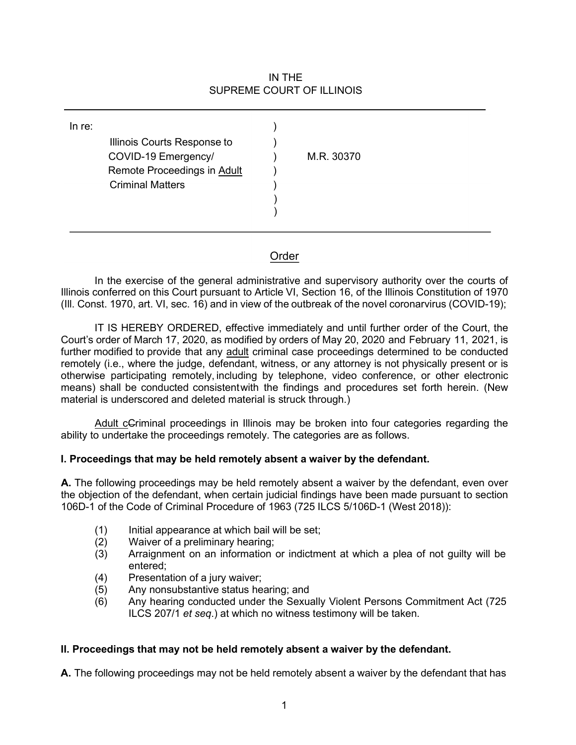IN THE
SUPREME COURT OF ILLINOIS

In re: Illinois Courts Response to COVID-19 Emergency/ Remote Proceedings in <u>Adult</u> Criminal Matters ) M.R. 30370

## <u>Order</u>

In the exercise of the general administrative and supervisory authority over the courts of Illinois conferred on this Court pursuant to Article VI, Section 16, of the Illinois Constitution of 1970 (Ill. Const. 1970, art. VI, sec. 16) and in view of the outbreak of the novel coronarvirus (COVID-19);

IT IS HEREBY ORDERED, effective immediately and until further order of the Court, the Court's order of March 17, 2020, as modified by orders of May 20, 2020 and February 11, 2021, is further modified to provide that any <u>adult</u> criminal case proceedings determined to be conducted remotely (i.e., where the judge, defendant, witness, or any attorney is not physically present or is otherwise participating remotely, including by telephone, video conference, or other electronic means) shall be conducted consistent with the findings and procedures set forth herein. (New material is underscored and deleted material is struck through.)

<u>Adult c</u>~~C~~riminal proceedings in Illinois may be broken into four categories regarding the ability to undertake the proceedings remotely. The categories are as follows.

**I. Proceedings that may be held remotely absent a waiver by the defendant.**

**A.** The following proceedings may be held remotely absent a waiver by the defendant, even over the objection of the defendant, when certain judicial findings have been made pursuant to section 106D-1 of the Code of Criminal Procedure of 1963 (725 ILCS 5/106D-1 (West 2018)):

(1) Initial appearance at which bail will be set;
(2) Waiver of a preliminary hearing;
(3) Arraignment on an information or indictment at which a plea of not guilty will be entered;
(4) Presentation of a jury waiver;
(5) Any nonsubstantive status hearing; and
(6) Any hearing conducted under the Sexually Violent Persons Commitment Act (725 ILCS 207/1 *et seq.*) at which no witness testimony will be taken.

**II. Proceedings that may not be held remotely absent a waiver by the defendant.**

**A.** The following proceedings may not be held remotely absent a waiver by the defendant that has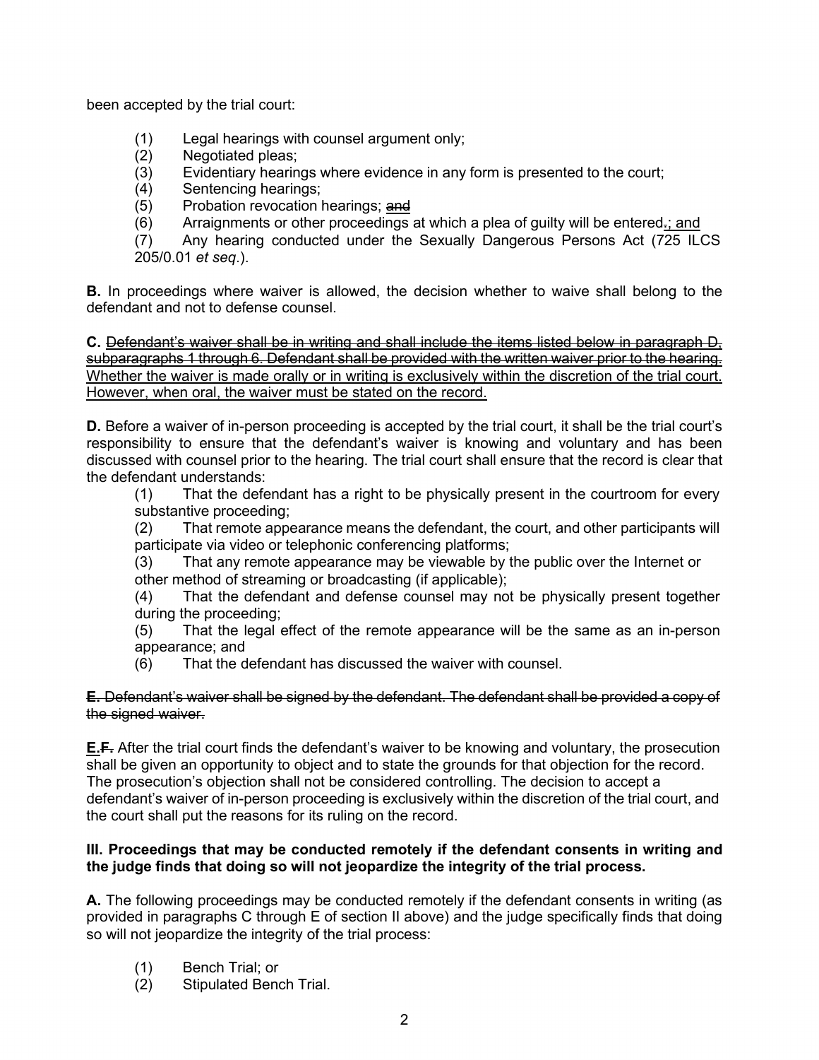been accepted by the trial court:

(1) Legal hearings with counsel argument only;
(2) Negotiated pleas;
(3) Evidentiary hearings where evidence in any form is presented to the court;
(4) Sentencing hearings;
(5) Probation revocation hearings; ~~and~~
(6) Arraignments or other proceedings at which a plea of guilty will be entered~~.~~<u>; and</u>
(7) Any hearing conducted under the Sexually Dangerous Persons Act (725 ILCS 205/0.01 *et seq*.).

**B.** In proceedings where waiver is allowed, the decision whether to waive shall belong to the defendant and not to defense counsel.

**C.** ~~Defendant's waiver shall be in writing and shall include the items listed below in paragraph D, subparagraphs 1 through 6. Defendant shall be provided with the written waiver prior to the hearing.~~ <u>Whether the waiver is made orally or in writing is exclusively within the discretion of the trial court. However, when oral, the waiver must be stated on the record.</u>

**D.** Before a waiver of in-person proceeding is accepted by the trial court, it shall be the trial court's responsibility to ensure that the defendant's waiver is knowing and voluntary and has been discussed with counsel prior to the hearing. The trial court shall ensure that the record is clear that the defendant understands:

(1) That the defendant has a right to be physically present in the courtroom for every substantive proceeding;
(2) That remote appearance means the defendant, the court, and other participants will participate via video or telephonic conferencing platforms;
(3) That any remote appearance may be viewable by the public over the Internet or other method of streaming or broadcasting (if applicable);
(4) That the defendant and defense counsel may not be physically present together during the proceeding;
(5) That the legal effect of the remote appearance will be the same as an in-person appearance; and
(6) That the defendant has discussed the waiver with counsel.

~~**E.** Defendant's waiver shall be signed by the defendant. The defendant shall be provided a copy of the signed waiver.~~

<u>**E.**</u>~~**F.**~~ After the trial court finds the defendant's waiver to be knowing and voluntary, the prosecution shall be given an opportunity to object and to state the grounds for that objection for the record. The prosecution's objection shall not be considered controlling. The decision to accept a defendant's waiver of in-person proceeding is exclusively within the discretion of the trial court, and the court shall put the reasons for its ruling on the record.

### III. Proceedings that may be conducted remotely if the defendant consents in writing and the judge finds that doing so will not jeopardize the integrity of the trial process.

**A.** The following proceedings may be conducted remotely if the defendant consents in writing (as provided in paragraphs C through E of section II above) and the judge specifically finds that doing so will not jeopardize the integrity of the trial process:

(1) Bench Trial; or
(2) Stipulated Bench Trial.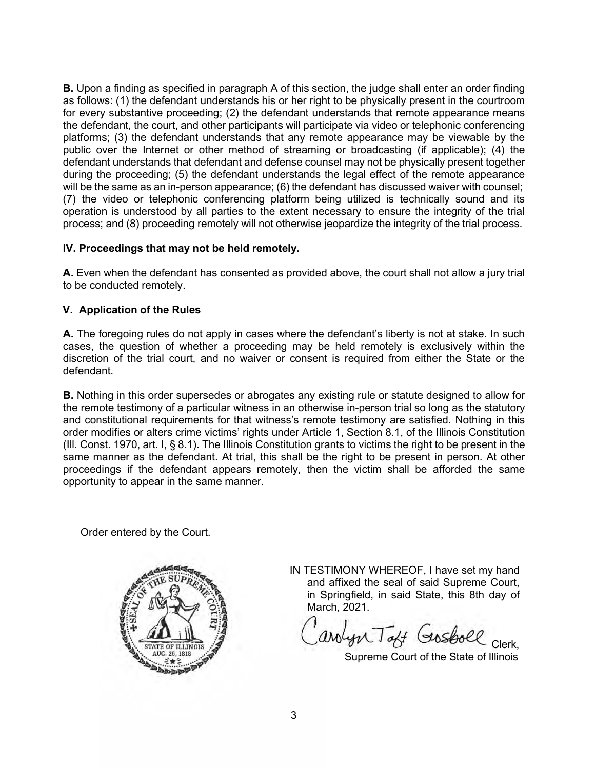**B.** Upon a finding as specified in paragraph A of this section, the judge shall enter an order finding as follows: (1) the defendant understands his or her right to be physically present in the courtroom for every substantive proceeding; (2) the defendant understands that remote appearance means the defendant, the court, and other participants will participate via video or telephonic conferencing platforms; (3) the defendant understands that any remote appearance may be viewable by the public over the Internet or other method of streaming or broadcasting (if applicable); (4) the defendant understands that defendant and defense counsel may not be physically present together during the proceeding; (5) the defendant understands the legal effect of the remote appearance will be the same as an in-person appearance; (6) the defendant has discussed waiver with counsel; (7) the video or telephonic conferencing platform being utilized is technically sound and its operation is understood by all parties to the extent necessary to ensure the integrity of the trial process; and (8) proceeding remotely will not otherwise jeopardize the integrity of the trial process.

### IV. Proceedings that may not be held remotely.

**A.** Even when the defendant has consented as provided above, the court shall not allow a jury trial to be conducted remotely.

### V. Application of the Rules

**A.** The foregoing rules do not apply in cases where the defendant's liberty is not at stake. In such cases, the question of whether a proceeding may be held remotely is exclusively within the discretion of the trial court, and no waiver or consent is required from either the State or the defendant.

**B.** Nothing in this order supersedes or abrogates any existing rule or statute designed to allow for the remote testimony of a particular witness in an otherwise in-person trial so long as the statutory and constitutional requirements for that witness's remote testimony are satisfied. Nothing in this order modifies or alters crime victims' rights under Article 1, Section 8.1, of the Illinois Constitution (Ill. Const. 1970, art. I, § 8.1). The Illinois Constitution grants to victims the right to be present in the same manner as the defendant. At trial, this shall be the right to be present in person. At other proceedings if the defendant appears remotely, then the victim shall be afforded the same opportunity to appear in the same manner.

Order entered by the Court.

SEAL OF THE SUPREME COURT
STATE OF ILLINOIS
AUG. 26, 1818

IN TESTIMONY WHEREOF, I have set my hand and affixed the seal of said Supreme Court, in Springfield, in said State, this 8th day of March, 2021.

Carolyn Taft Grosboll Clerk,
Supreme Court of the State of Illinois